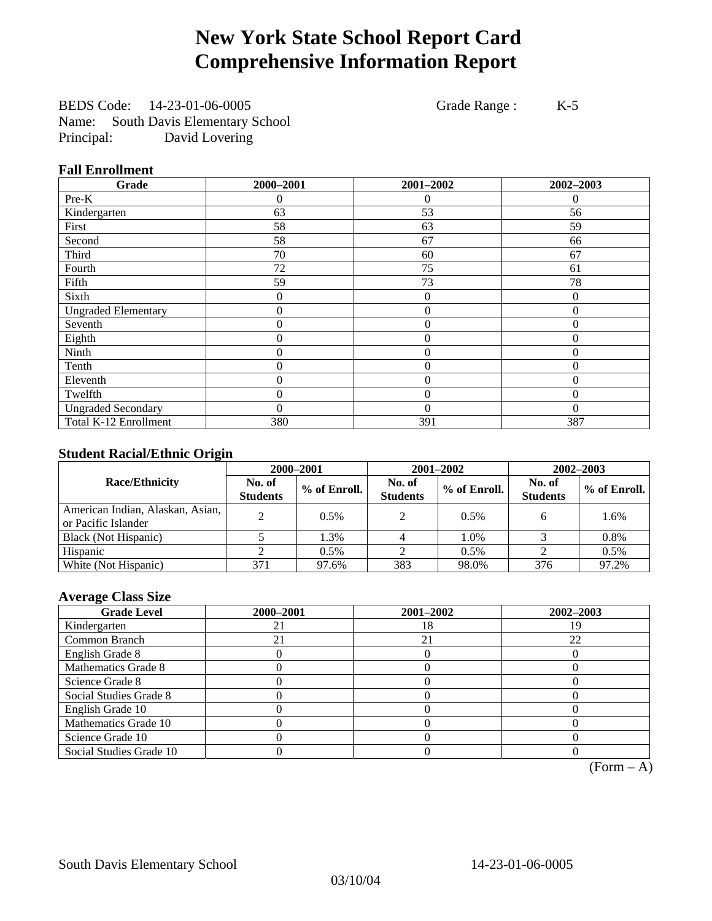# New York State School Report Card
# Comprehensive Information Report

BEDS Code: 14-23-01-06-0005 Grade Range : K-5
Name: South Davis Elementary School
Principal: David Lovering

### Fall Enrollment

| Grade | 2000–2001 | 2001–2002 | 2002–2003 |
|---|---|---|---|
| Pre-K | 0 | 0 | 0 |
| Kindergarten | 63 | 53 | 56 |
| First | 58 | 63 | 59 |
| Second | 58 | 67 | 66 |
| Third | 70 | 60 | 67 |
| Fourth | 72 | 75 | 61 |
| Fifth | 59 | 73 | 78 |
| Sixth | 0 | 0 | 0 |
| Ungraded Elementary | 0 | 0 | 0 |
| Seventh | 0 | 0 | 0 |
| Eighth | 0 | 0 | 0 |
| Ninth | 0 | 0 | 0 |
| Tenth | 0 | 0 | 0 |
| Eleventh | 0 | 0 | 0 |
| Twelfth | 0 | 0 | 0 |
| Ungraded Secondary | 0 | 0 | 0 |
| Total K-12 Enrollment | 380 | 391 | 387 |

### Student Racial/Ethnic Origin

| Race/Ethnicity | 2000–2001 | | 2001–2002 | | 2002–2003 | |
|---|---|---|---|---|---|---|
| | No. of Students | % of Enroll. | No. of Students | % of Enroll. | No. of Students | % of Enroll. |
| American Indian, Alaskan, Asian, or Pacific Islander | 2 | 0.5% | 2 | 0.5% | 6 | 1.6% |
| Black (Not Hispanic) | 5 | 1.3% | 4 | 1.0% | 3 | 0.8% |
| Hispanic | 2 | 0.5% | 2 | 0.5% | 2 | 0.5% |
| White (Not Hispanic) | 371 | 97.6% | 383 | 98.0% | 376 | 97.2% |

### Average Class Size

| Grade Level | 2000–2001 | 2001–2002 | 2002–2003 |
|---|---|---|---|
| Kindergarten | 21 | 18 | 19 |
| Common Branch | 21 | 21 | 22 |
| English Grade 8 | 0 | 0 | 0 |
| Mathematics Grade 8 | 0 | 0 | 0 |
| Science Grade 8 | 0 | 0 | 0 |
| Social Studies Grade 8 | 0 | 0 | 0 |
| English Grade 10 | 0 | 0 | 0 |
| Mathematics Grade 10 | 0 | 0 | 0 |
| Science Grade 10 | 0 | 0 | 0 |
| Social Studies Grade 10 | 0 | 0 | 0 |

(Form – A)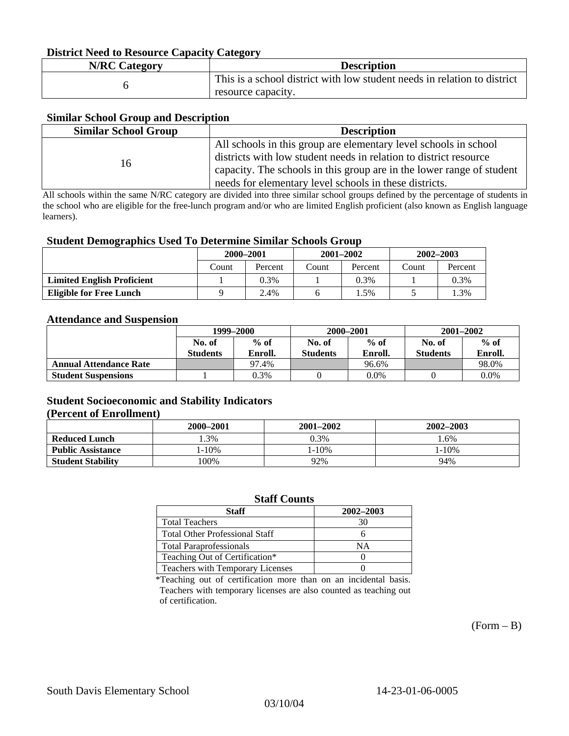### District Need to Resource Capacity Category

| N/RC Category | Description |
|---|---|
| 6 | This is a school district with low student needs in relation to district resource capacity. |

### Similar School Group and Description

| Similar School Group | Description |
|---|---|
| 16 | All schools in this group are elementary level schools in school districts with low student needs in relation to district resource capacity. The schools in this group are in the lower range of student needs for elementary level schools in these districts. |

All schools within the same N/RC category are divided into three similar school groups defined by the percentage of students in the school who are eligible for the free-lunch program and/or who are limited English proficient (also known as English language learners).

### Student Demographics Used To Determine Similar Schools Group

| | 2000–2001 | | 2001–2002 | | 2002–2003 | |
|---|---|---|---|---|---|---|
| | Count | Percent | Count | Percent | Count | Percent |
| **Limited English Proficient** | 1 | 0.3% | 1 | 0.3% | 1 | 0.3% |
| **Eligible for Free Lunch** | 9 | 2.4% | 6 | 1.5% | 5 | 1.3% |

### Attendance and Suspension

| | 1999–2000 | | 2000–2001 | | 2001–2002 | |
|---|---|---|---|---|---|---|
| | No. of Students | % of Enroll. | No. of Students | % of Enroll. | No. of Students | % of Enroll. |
| **Annual Attendance Rate** | | 97.4% | | 96.6% | | 98.0% |
| **Student Suspensions** | 1 | 0.3% | 0 | 0.0% | 0 | 0.0% |

### Student Socioeconomic and Stability Indicators (Percent of Enrollment)

| | 2000–2001 | 2001–2002 | 2002–2003 |
|---|---|---|---|
| **Reduced Lunch** | 1.3% | 0.3% | 1.6% |
| **Public Assistance** | 1-10% | 1-10% | 1-10% |
| **Student Stability** | 100% | 92% | 94% |

### Staff Counts

| Staff | 2002–2003 |
|---|---|
| Total Teachers | 30 |
| Total Other Professional Staff | 6 |
| Total Paraprofessionals | NA |
| Teaching Out of Certification* | 0 |
| Teachers with Temporary Licenses | 0 |

*Teaching out of certification more than on an incidental basis. Teachers with temporary licenses are also counted as teaching out of certification.

(Form – B)

South Davis Elementary School 14-23-01-06-0005

03/10/04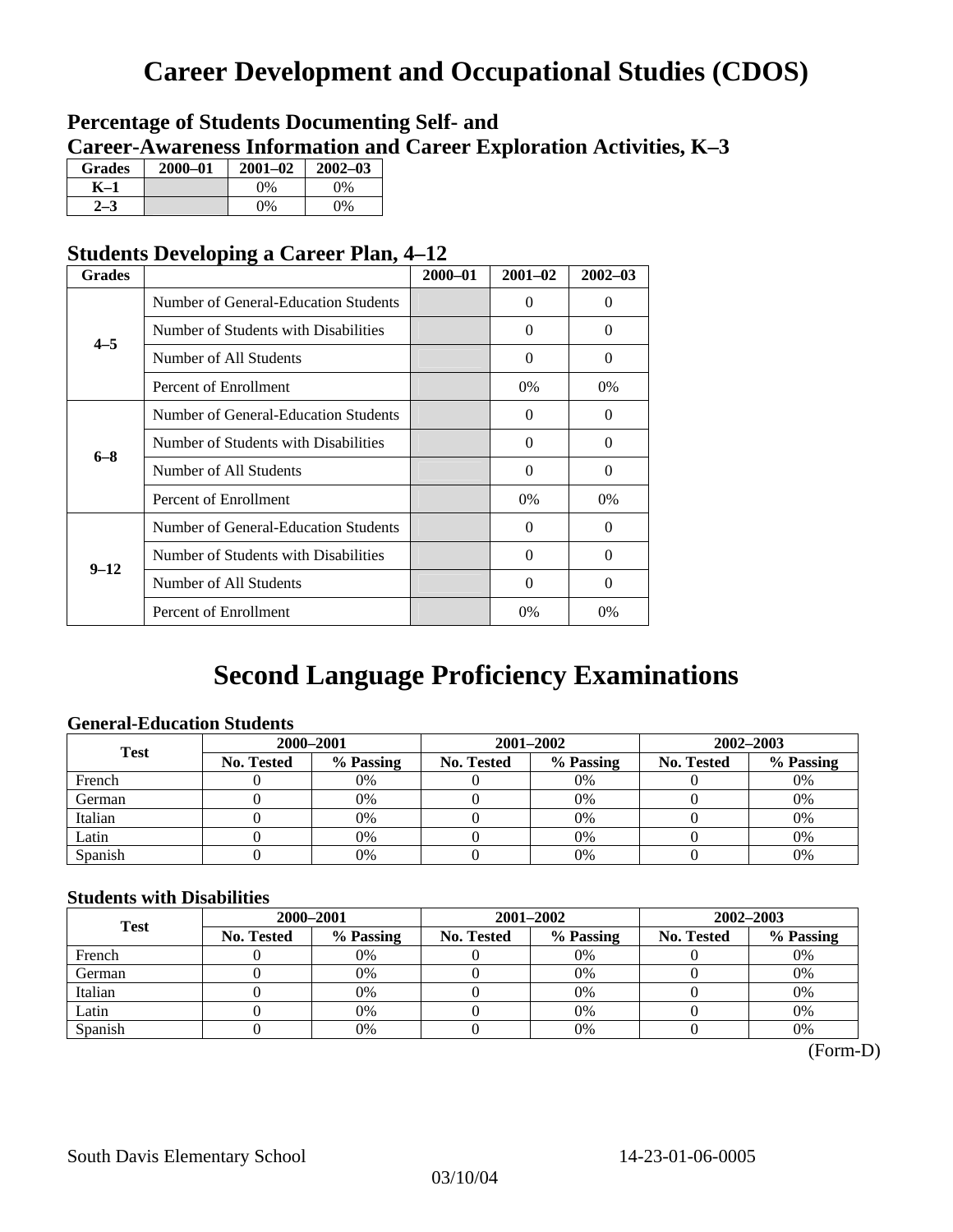# Career Development and Occupational Studies (CDOS)

## Percentage of Students Documenting Self- and Career-Awareness Information and Career Exploration Activities, K–3

| Grades | 2000–01 | 2001–02 | 2002–03 |
|---|---|---|---|
| K–1 | | 0% | 0% |
| 2–3 | | 0% | 0% |

## Students Developing a Career Plan, 4–12

| Grades | | 2000–01 | 2001–02 | 2002–03 |
|---|---|---|---|---|
| 4–5 | Number of General-Education Students | | 0 | 0 |
| | Number of Students with Disabilities | | 0 | 0 |
| | Number of All Students | | 0 | 0 |
| | Percent of Enrollment | | 0% | 0% |
| 6–8 | Number of General-Education Students | | 0 | 0 |
| | Number of Students with Disabilities | | 0 | 0 |
| | Number of All Students | | 0 | 0 |
| | Percent of Enrollment | | 0% | 0% |
| 9–12 | Number of General-Education Students | | 0 | 0 |
| | Number of Students with Disabilities | | 0 | 0 |
| | Number of All Students | | 0 | 0 |
| | Percent of Enrollment | | 0% | 0% |

# Second Language Proficiency Examinations

### General-Education Students

| Test | 2000–2001 | | 2001–2002 | | 2002–2003 | |
|---|---|---|---|---|---|---|
| | No. Tested | % Passing | No. Tested | % Passing | No. Tested | % Passing |
| French | 0 | 0% | 0 | 0% | 0 | 0% |
| German | 0 | 0% | 0 | 0% | 0 | 0% |
| Italian | 0 | 0% | 0 | 0% | 0 | 0% |
| Latin | 0 | 0% | 0 | 0% | 0 | 0% |
| Spanish | 0 | 0% | 0 | 0% | 0 | 0% |

### Students with Disabilities

| Test | 2000–2001 | | 2001–2002 | | 2002–2003 | |
|---|---|---|---|---|---|---|
| | No. Tested | % Passing | No. Tested | % Passing | No. Tested | % Passing |
| French | 0 | 0% | 0 | 0% | 0 | 0% |
| German | 0 | 0% | 0 | 0% | 0 | 0% |
| Italian | 0 | 0% | 0 | 0% | 0 | 0% |
| Latin | 0 | 0% | 0 | 0% | 0 | 0% |
| Spanish | 0 | 0% | 0 | 0% | 0 | 0% |

(Form-D)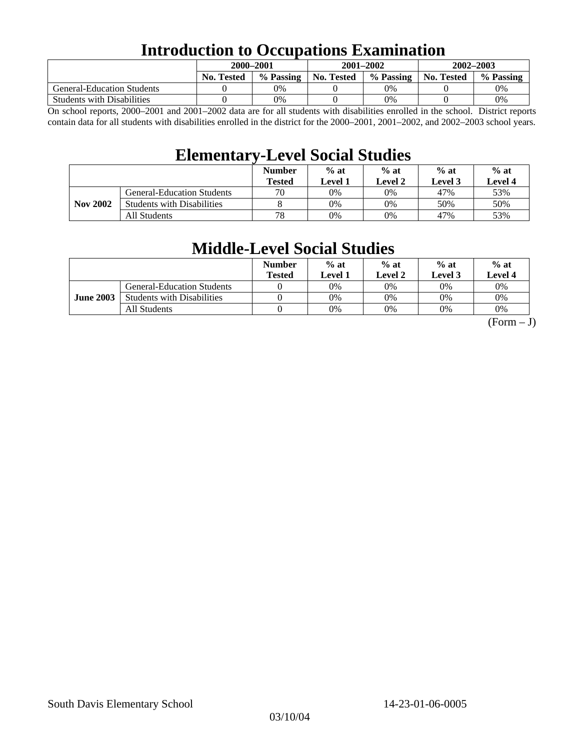# Introduction to Occupations Examination

| | 2000–2001 | | 2001–2002 | | 2002–2003 | |
|---|---|---|---|---|---|---|
| | No. Tested | % Passing | No. Tested | % Passing | No. Tested | % Passing |
| General-Education Students | 0 | 0% | 0 | 0% | 0 | 0% |
| Students with Disabilities | 0 | 0% | 0 | 0% | 0 | 0% |

On school reports, 2000–2001 and 2001–2002 data are for all students with disabilities enrolled in the school. District reports contain data for all students with disabilities enrolled in the district for the 2000–2001, 2001–2002, and 2002–2003 school years.

# Elementary-Level Social Studies

| | | Number Tested | % at Level 1 | % at Level 2 | % at Level 3 | % at Level 4 |
|---|---|---|---|---|---|---|
| **Nov 2002** | General-Education Students | 70 | 0% | 0% | 47% | 53% |
| | Students with Disabilities | 8 | 0% | 0% | 50% | 50% |
| | All Students | 78 | 0% | 0% | 47% | 53% |

# Middle-Level Social Studies

| | | Number Tested | % at Level 1 | % at Level 2 | % at Level 3 | % at Level 4 |
|---|---|---|---|---|---|---|
| **June 2003** | General-Education Students | 0 | 0% | 0% | 0% | 0% |
| | Students with Disabilities | 0 | 0% | 0% | 0% | 0% |
| | All Students | 0 | 0% | 0% | 0% | 0% |

(Form – J)